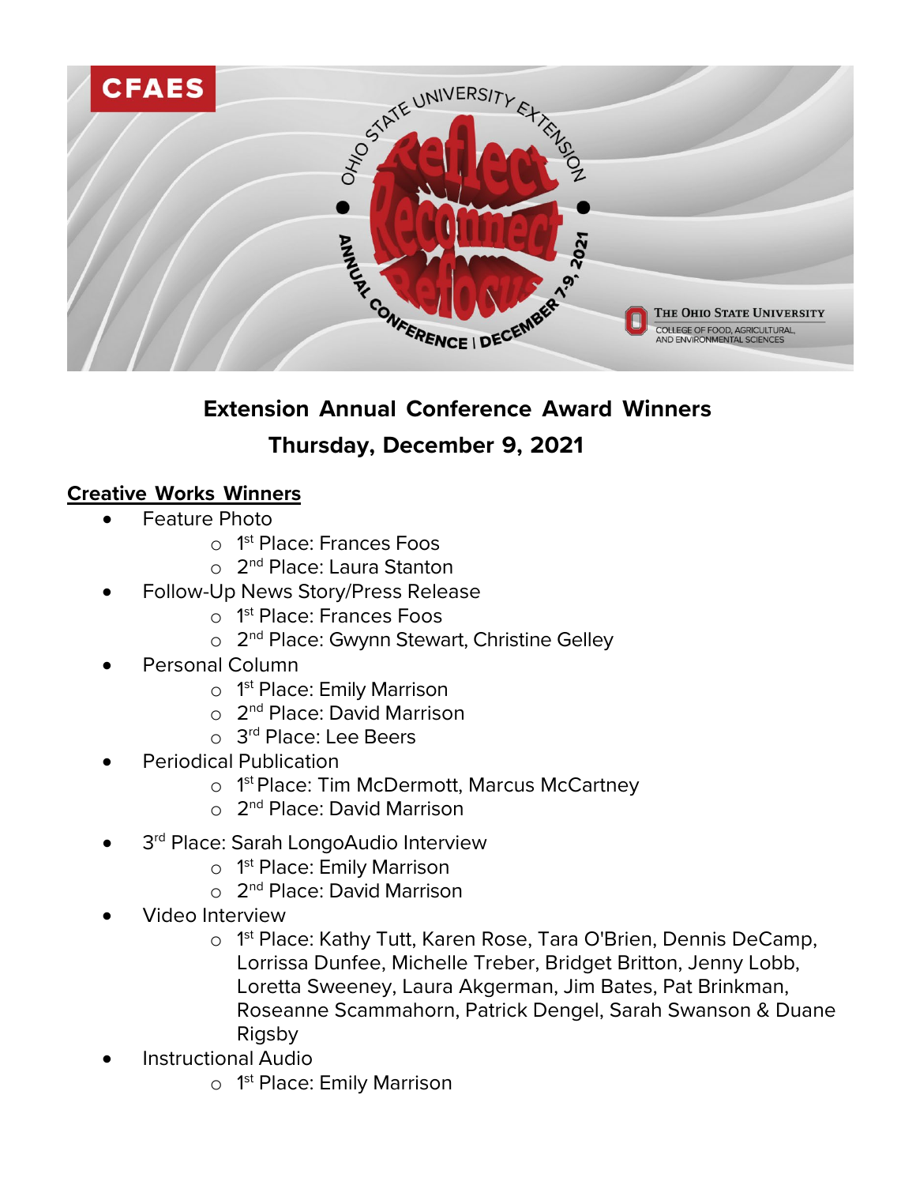## Extension Annual Conference Award Winners

### Thursday, December 9, 2021

**Creative Works Winners**

- Feature Photo
  - 1st Place: Frances Foos
  - 2nd Place: Laura Stanton
- Follow-Up News Story/Press Release
  - 1st Place: Frances Foos
  - 2nd Place: Gwynn Stewart, Christine Gelley
- Personal Column
  - 1st Place: Emily Marrison
  - 2nd Place: David Marrison
  - 3rd Place: Lee Beers
- Periodical Publication
  - 1st Place: Tim McDermott, Marcus McCartney
  - 2nd Place: David Marrison
- 3rd Place: Sarah LongoAudio Interview
  - 1st Place: Emily Marrison
  - 2nd Place: David Marrison
- Video Interview
  - 1st Place: Kathy Tutt, Karen Rose, Tara O'Brien, Dennis DeCamp, Lorrissa Dunfee, Michelle Treber, Bridget Britton, Jenny Lobb, Loretta Sweeney, Laura Akgerman, Jim Bates, Pat Brinkman, Roseanne Scammahorn, Patrick Dengel, Sarah Swanson & Duane Rigsby
- Instructional Audio
  - 1st Place: Emily Marrison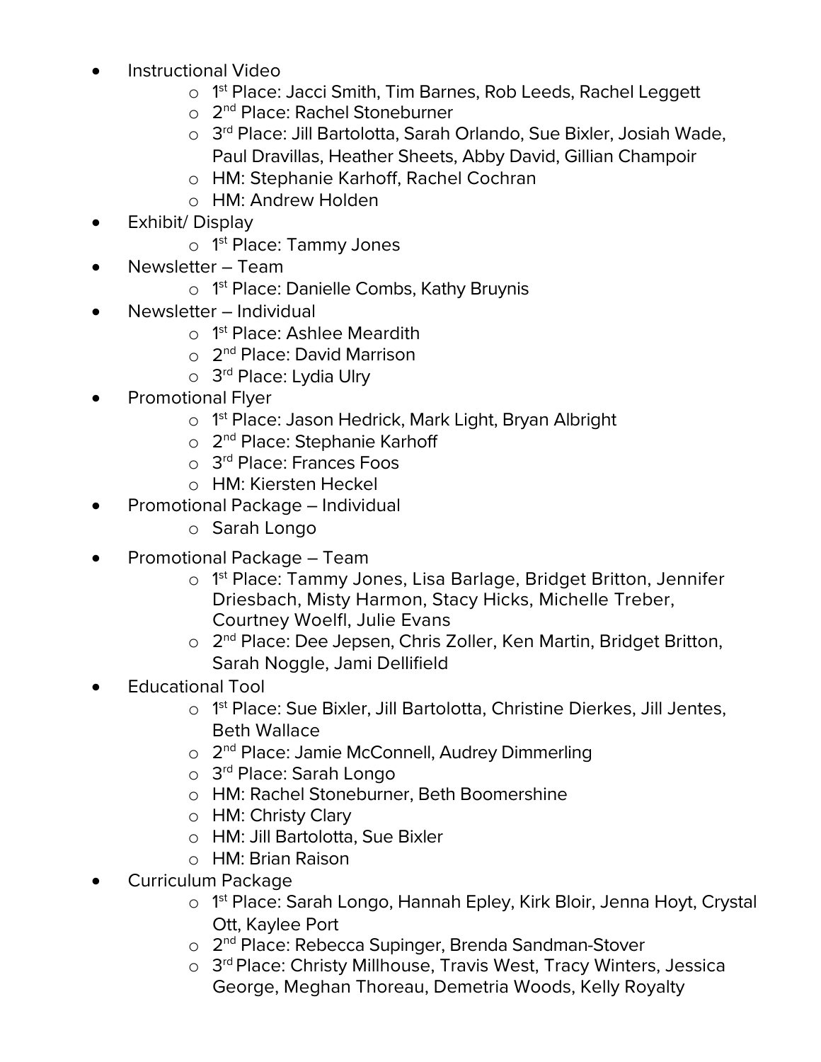- Instructional Video
    - 1st Place: Jacci Smith, Tim Barnes, Rob Leeds, Rachel Leggett
    - 2nd Place: Rachel Stoneburner
    - 3rd Place: Jill Bartolotta, Sarah Orlando, Sue Bixler, Josiah Wade, Paul Dravillas, Heather Sheets, Abby David, Gillian Champoir
    - HM: Stephanie Karhoff, Rachel Cochran
    - HM: Andrew Holden
- Exhibit/ Display
    - 1st Place: Tammy Jones
- Newsletter – Team
    - 1st Place: Danielle Combs, Kathy Bruynis
- Newsletter – Individual
    - 1st Place: Ashlee Meardith
    - 2nd Place: David Marrison
    - 3rd Place: Lydia Ulry
- Promotional Flyer
    - 1st Place: Jason Hedrick, Mark Light, Bryan Albright
    - 2nd Place: Stephanie Karhoff
    - 3rd Place: Frances Foos
    - HM: Kiersten Heckel
- Promotional Package – Individual
    - Sarah Longo
- Promotional Package – Team
    - 1st Place: Tammy Jones, Lisa Barlage, Bridget Britton, Jennifer Driesbach, Misty Harmon, Stacy Hicks, Michelle Treber, Courtney Woelfl, Julie Evans
    - 2nd Place: Dee Jepsen, Chris Zoller, Ken Martin, Bridget Britton, Sarah Noggle, Jami Dellifield
- Educational Tool
    - 1st Place: Sue Bixler, Jill Bartolotta, Christine Dierkes, Jill Jentes, Beth Wallace
    - 2nd Place: Jamie McConnell, Audrey Dimmerling
    - 3rd Place: Sarah Longo
    - HM: Rachel Stoneburner, Beth Boomershine
    - HM: Christy Clary
    - HM: Jill Bartolotta, Sue Bixler
    - HM: Brian Raison
- Curriculum Package
    - 1st Place: Sarah Longo, Hannah Epley, Kirk Bloir, Jenna Hoyt, Crystal Ott, Kaylee Port
    - 2nd Place: Rebecca Supinger, Brenda Sandman-Stover
    - 3rd Place: Christy Millhouse, Travis West, Tracy Winters, Jessica George, Meghan Thoreau, Demetria Woods, Kelly Royalty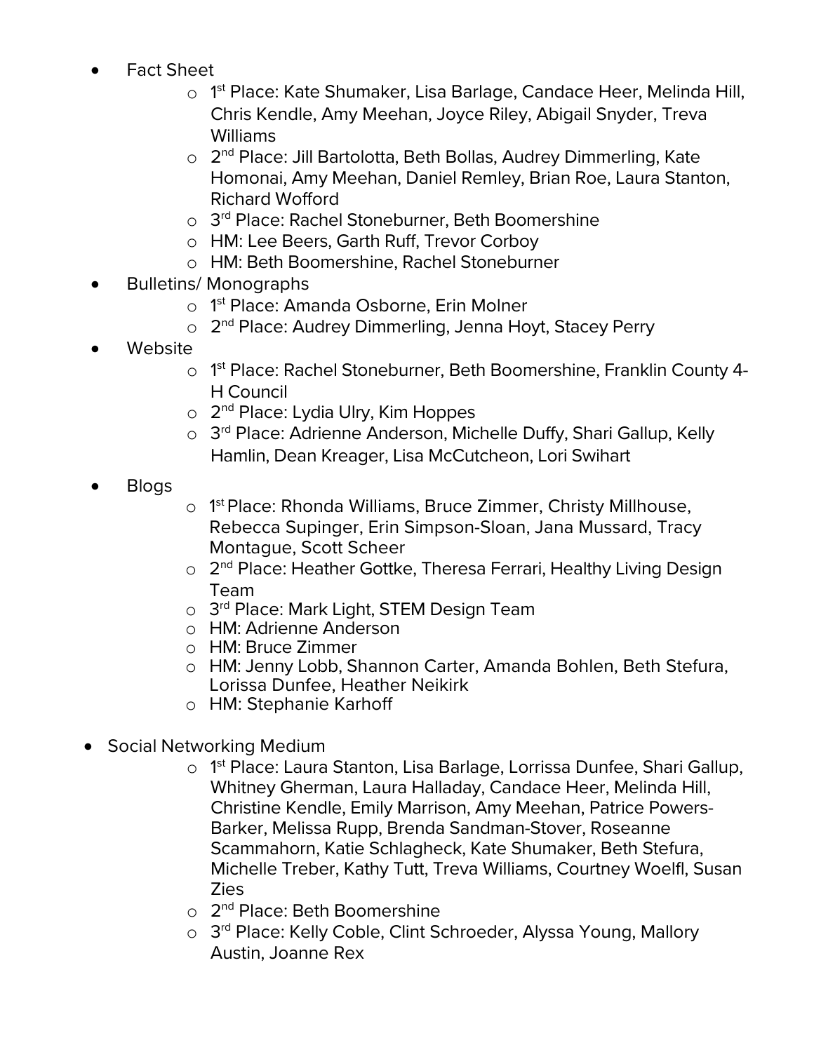- Fact Sheet
    - 1st Place: Kate Shumaker, Lisa Barlage, Candace Heer, Melinda Hill, Chris Kendle, Amy Meehan, Joyce Riley, Abigail Snyder, Treva Williams
    - 2nd Place: Jill Bartolotta, Beth Bollas, Audrey Dimmerling, Kate Homonai, Amy Meehan, Daniel Remley, Brian Roe, Laura Stanton, Richard Wofford
    - 3rd Place: Rachel Stoneburner, Beth Boomershine
    - HM: Lee Beers, Garth Ruff, Trevor Corboy
    - HM: Beth Boomershine, Rachel Stoneburner
- Bulletins/ Monographs
    - 1st Place: Amanda Osborne, Erin Molner
    - 2nd Place: Audrey Dimmerling, Jenna Hoyt, Stacey Perry
- Website
    - 1st Place: Rachel Stoneburner, Beth Boomershine, Franklin County 4-H Council
    - 2nd Place: Lydia Ulry, Kim Hoppes
    - 3rd Place: Adrienne Anderson, Michelle Duffy, Shari Gallup, Kelly Hamlin, Dean Kreager, Lisa McCutcheon, Lori Swihart
- Blogs
    - 1st Place: Rhonda Williams, Bruce Zimmer, Christy Millhouse, Rebecca Supinger, Erin Simpson-Sloan, Jana Mussard, Tracy Montague, Scott Scheer
    - 2nd Place: Heather Gottke, Theresa Ferrari, Healthy Living Design Team
    - 3rd Place: Mark Light, STEM Design Team
    - HM: Adrienne Anderson
    - HM: Bruce Zimmer
    - HM: Jenny Lobb, Shannon Carter, Amanda Bohlen, Beth Stefura, Lorissa Dunfee, Heather Neikirk
    - HM: Stephanie Karhoff
- Social Networking Medium
    - 1st Place: Laura Stanton, Lisa Barlage, Lorrissa Dunfee, Shari Gallup, Whitney Gherman, Laura Halladay, Candace Heer, Melinda Hill, Christine Kendle, Emily Marrison, Amy Meehan, Patrice Powers-Barker, Melissa Rupp, Brenda Sandman-Stover, Roseanne Scammahorn, Katie Schlagheck, Kate Shumaker, Beth Stefura, Michelle Treber, Kathy Tutt, Treva Williams, Courtney Woelfl, Susan Zies
    - 2nd Place: Beth Boomershine
    - 3rd Place: Kelly Coble, Clint Schroeder, Alyssa Young, Mallory Austin, Joanne Rex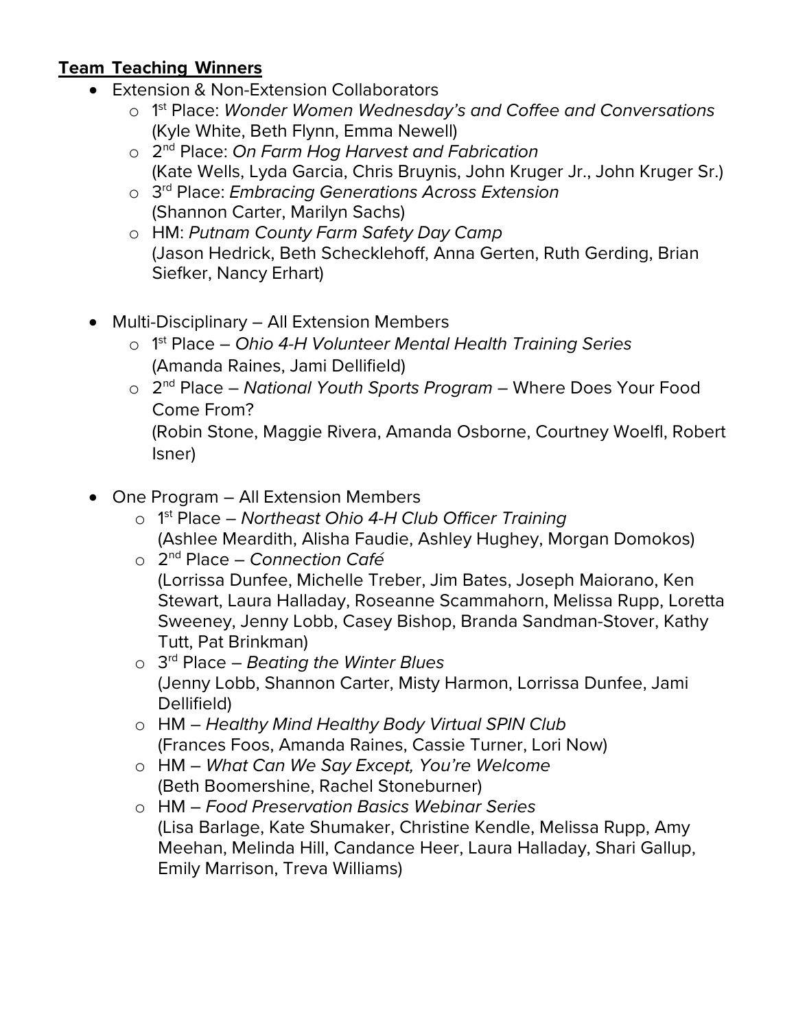**Team Teaching Winners**

- Extension & Non-Extension Collaborators
  - 1st Place: *Wonder Women Wednesday's and Coffee and Conversations* (Kyle White, Beth Flynn, Emma Newell)
  - 2nd Place: *On Farm Hog Harvest and Fabrication* (Kate Wells, Lyda Garcia, Chris Bruynis, John Kruger Jr., John Kruger Sr.)
  - 3rd Place: *Embracing Generations Across Extension* (Shannon Carter, Marilyn Sachs)
  - HM: *Putnam County Farm Safety Day Camp* (Jason Hedrick, Beth Schecklehoff, Anna Gerten, Ruth Gerding, Brian Siefker, Nancy Erhart)

- Multi-Disciplinary – All Extension Members
  - 1st Place – *Ohio 4-H Volunteer Mental Health Training Series* (Amanda Raines, Jami Dellifield)
  - 2nd Place – *National Youth Sports Program* – Where Does Your Food Come From?
    (Robin Stone, Maggie Rivera, Amanda Osborne, Courtney Woelfl, Robert Isner)

- One Program – All Extension Members
  - 1st Place – *Northeast Ohio 4-H Club Officer Training* (Ashlee Meardith, Alisha Faudie, Ashley Hughey, Morgan Domokos)
  - 2nd Place – *Connection Café* (Lorrissa Dunfee, Michelle Treber, Jim Bates, Joseph Maiorano, Ken Stewart, Laura Halladay, Roseanne Scammahorn, Melissa Rupp, Loretta Sweeney, Jenny Lobb, Casey Bishop, Branda Sandman-Stover, Kathy Tutt, Pat Brinkman)
  - 3rd Place – *Beating the Winter Blues* (Jenny Lobb, Shannon Carter, Misty Harmon, Lorrissa Dunfee, Jami Dellifield)
  - HM – *Healthy Mind Healthy Body Virtual SPIN Club* (Frances Foos, Amanda Raines, Cassie Turner, Lori Now)
  - HM – *What Can We Say Except, You're Welcome* (Beth Boomershine, Rachel Stoneburner)
  - HM – *Food Preservation Basics Webinar Series* (Lisa Barlage, Kate Shumaker, Christine Kendle, Melissa Rupp, Amy Meehan, Melinda Hill, Candance Heer, Laura Halladay, Shari Gallup, Emily Marrison, Treva Williams)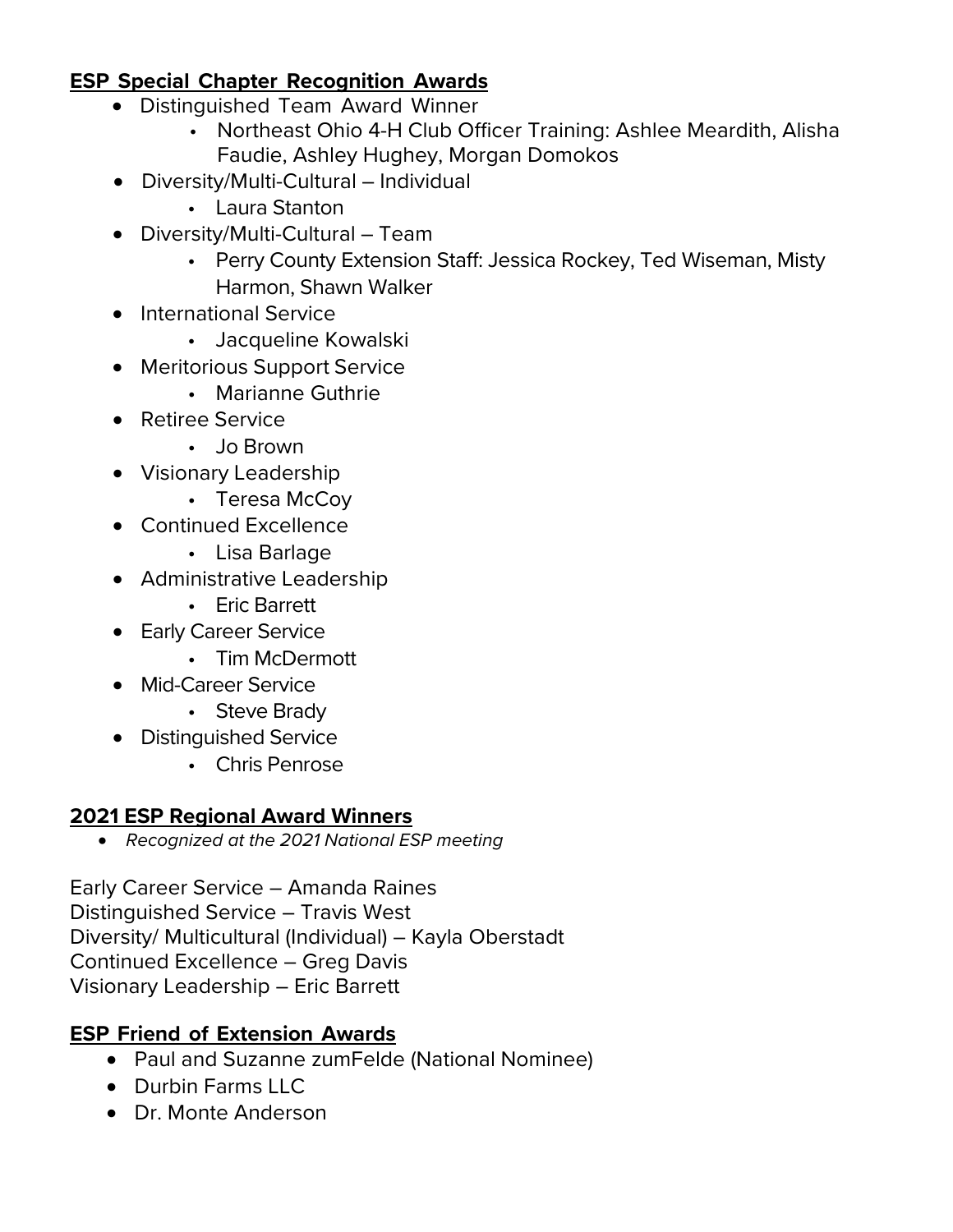**ESP Special Chapter Recognition Awards**

- Distinguished Team Award Winner
  - Northeast Ohio 4-H Club Officer Training: Ashlee Meardith, Alisha Faudie, Ashley Hughey, Morgan Domokos
- Diversity/Multi-Cultural – Individual
  - Laura Stanton
- Diversity/Multi-Cultural – Team
  - Perry County Extension Staff: Jessica Rockey, Ted Wiseman, Misty Harmon, Shawn Walker
- International Service
  - Jacqueline Kowalski
- Meritorious Support Service
  - Marianne Guthrie
- Retiree Service
  - Jo Brown
- Visionary Leadership
  - Teresa McCoy
- Continued Excellence
  - Lisa Barlage
- Administrative Leadership
  - Eric Barrett
- Early Career Service
  - Tim McDermott
- Mid-Career Service
  - Steve Brady
- Distinguished Service
  - Chris Penrose

**2021 ESP Regional Award Winners**

- *Recognized at the 2021 National ESP meeting*

Early Career Service – Amanda Raines
Distinguished Service – Travis West
Diversity/ Multicultural (Individual) – Kayla Oberstadt
Continued Excellence – Greg Davis
Visionary Leadership – Eric Barrett

**ESP Friend of Extension Awards**

- Paul and Suzanne zumFelde (National Nominee)
- Durbin Farms LLC
- Dr. Monte Anderson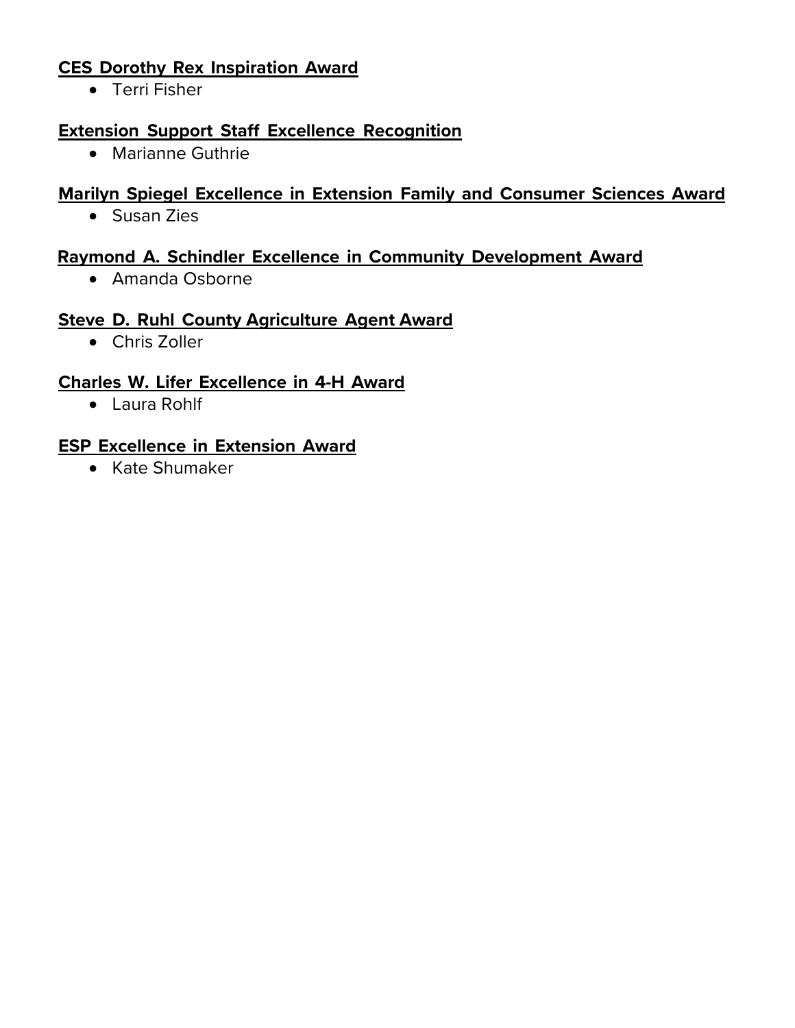**CES Dorothy Rex Inspiration Award**

- Terri Fisher

**Extension Support Staff Excellence Recognition**

- Marianne Guthrie

**Marilyn Spiegel Excellence in Extension Family and Consumer Sciences Award**

- Susan Zies

**Raymond A. Schindler Excellence in Community Development Award**

- Amanda Osborne

**Steve D. Ruhl County Agriculture Agent Award**

- Chris Zoller

**Charles W. Lifer Excellence in 4-H Award**

- Laura Rohlf

**ESP Excellence in Extension Award**

- Kate Shumaker